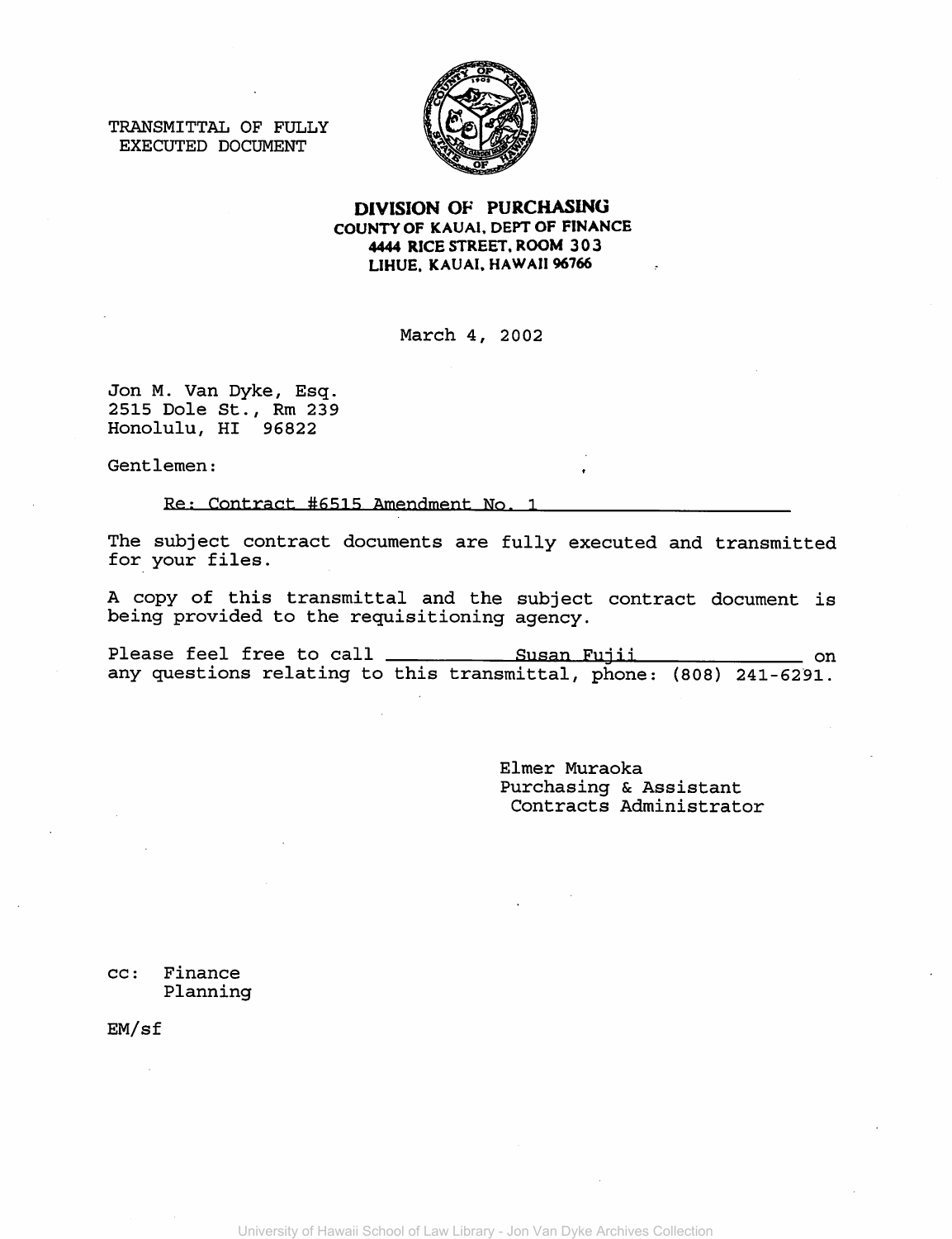TRANSMITTAL OF FULLY EXECUTED DOCUMENT

**DIVISION OF PURCHASING**
**COUNTY OF KAUAI, DEPT OF FINANCE**
**4444 RICE STREET, ROOM 303**
**LIHUE, KAUAI, HAWAII 96766**

March 4, 2002

Jon M. Van Dyke, Esq.
2515 Dole St., Rm 239
Honolulu, HI 96822

Gentlemen:

Re: Contract #6515 Amendment No. 1

The subject contract documents are fully executed and transmitted for your files.

A copy of this transmittal and the subject contract document is being provided to the requisitioning agency.

Please feel free to call Susan Fujii on any questions relating to this transmittal, phone: (808) 241-6291.

Elmer Muraoka
Purchasing & Assistant
Contracts Administrator

cc: Finance
Planning

EM/sf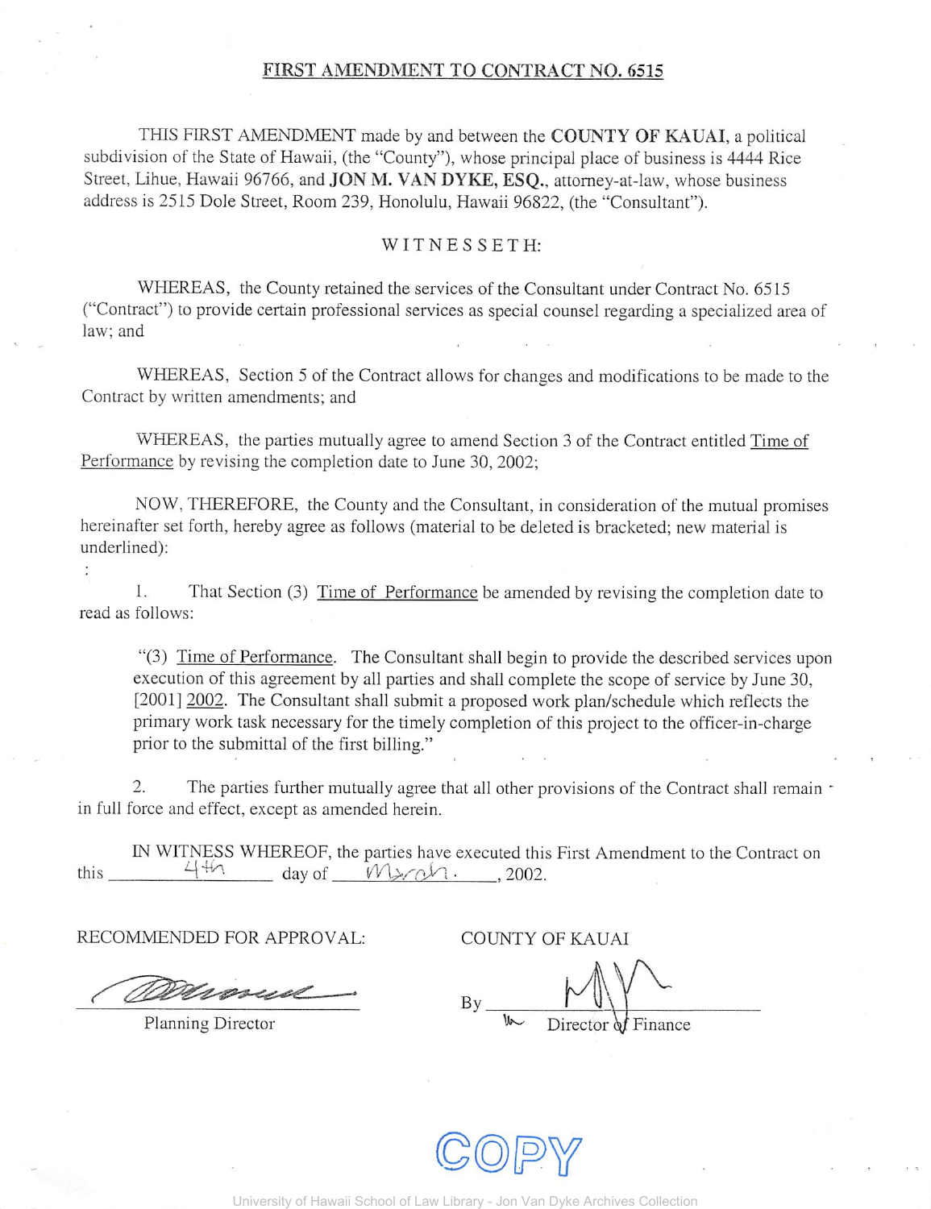## FIRST AMENDMENT TO CONTRACT NO. 6515

THIS FIRST AMENDMENT made by and between the **COUNTY OF KAUAI**, a political subdivision of the State of Hawaii, (the "County"), whose principal place of business is 4444 Rice Street, Lihue, Hawaii 96766, and **JON M. VAN DYKE, ESQ.**, attorney-at-law, whose business address is 2515 Dole Street, Room 239, Honolulu, Hawaii 96822, (the "Consultant").

WITNESSETH:

WHEREAS, the County retained the services of the Consultant under Contract No. 6515 ("Contract") to provide certain professional services as special counsel regarding a specialized area of law; and

WHEREAS, Section 5 of the Contract allows for changes and modifications to be made to the Contract by written amendments; and

WHEREAS, the parties mutually agree to amend Section 3 of the Contract entitled <u>Time of Performance</u> by revising the completion date to June 30, 2002;

NOW, THEREFORE, the County and the Consultant, in consideration of the mutual promises hereinafter set forth, hereby agree as follows (material to be deleted is bracketed; new material is underlined):

1. That Section (3) <u>Time of Performance</u> be amended by revising the completion date to read as follows:

> "(3) <u>Time of Performance</u>. The Consultant shall begin to provide the described services upon execution of this agreement by all parties and shall complete the scope of service by June 30, [2001] <u>2002</u>. The Consultant shall submit a proposed work plan/schedule which reflects the primary work task necessary for the timely completion of this project to the officer-in-charge prior to the submittal of the first billing."

2. The parties further mutually agree that all other provisions of the Contract shall remain in full force and effect, except as amended herein.

IN WITNESS WHEREOF, the parties have executed this First Amendment to the Contract on this 4th day of March, 2002.

RECOMMENDED FOR APPROVAL:

[Signature]
Planning Director

COUNTY OF KAUAI

By [Signature]
Director of Finance

COPY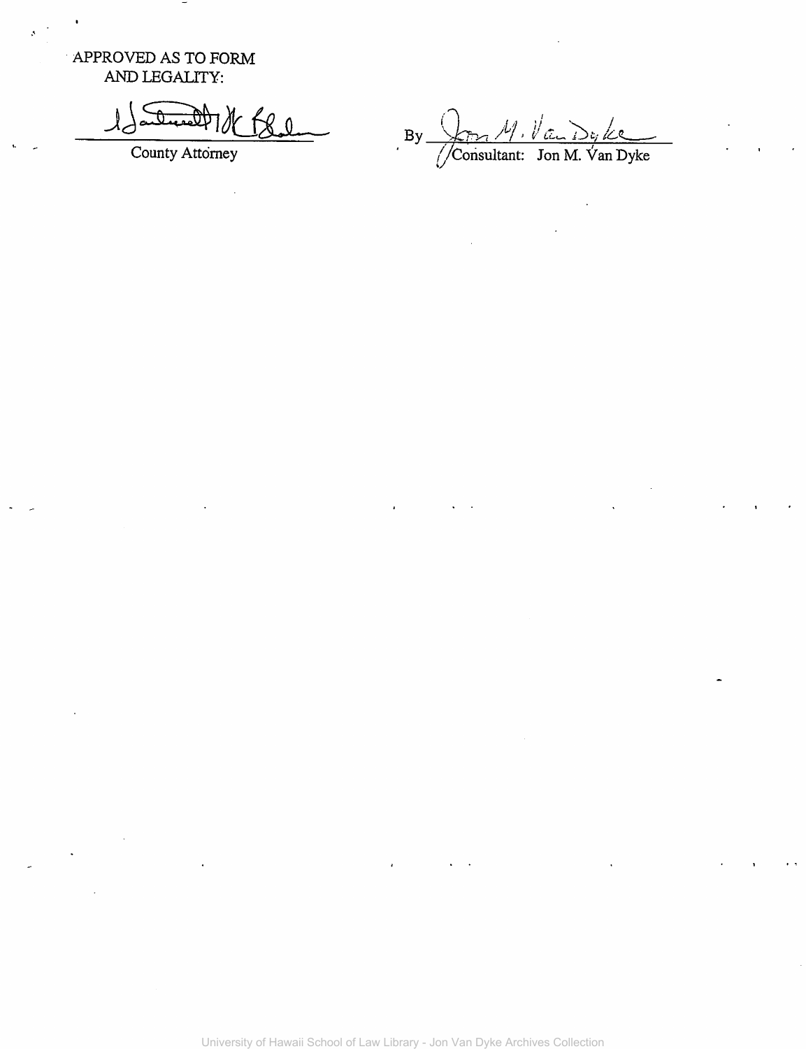APPROVED AS TO FORM
AND LEGALITY:

_______________________________
County Attorney

By _______________________________
Consultant: Jon M. Van Dyke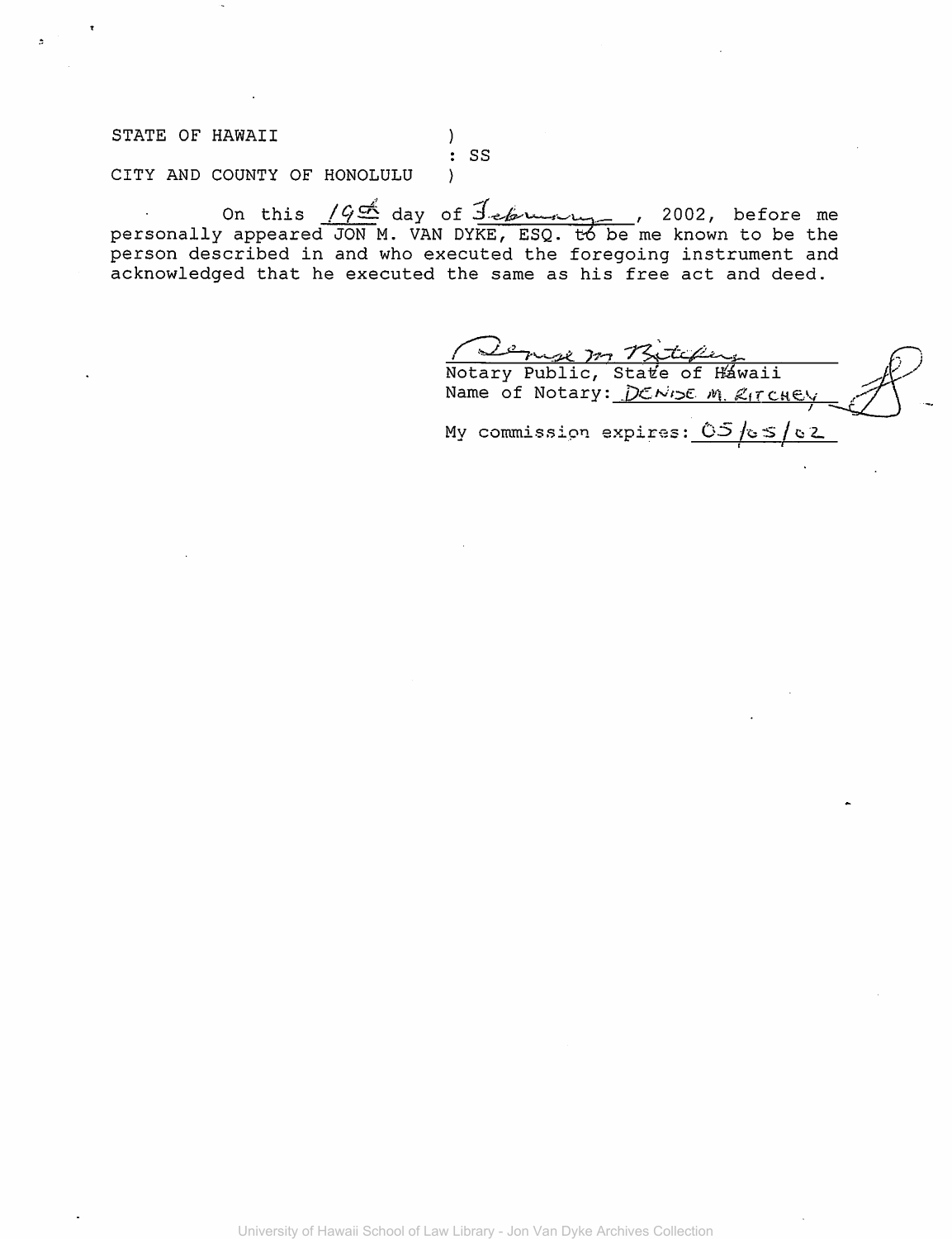STATE OF HAWAII )
: SS
CITY AND COUNTY OF HONOLULU )

On this 19th day of February, 2002, before me personally appeared JON M. VAN DYKE, ESQ. to be me known to be the person described in and who executed the foregoing instrument and acknowledged that he executed the same as his free act and deed.

Denise M. Ritchey
Notary Public, State of Hawaii
Name of Notary: DENISE M. RITCHEY

My commission expires: 05/05/02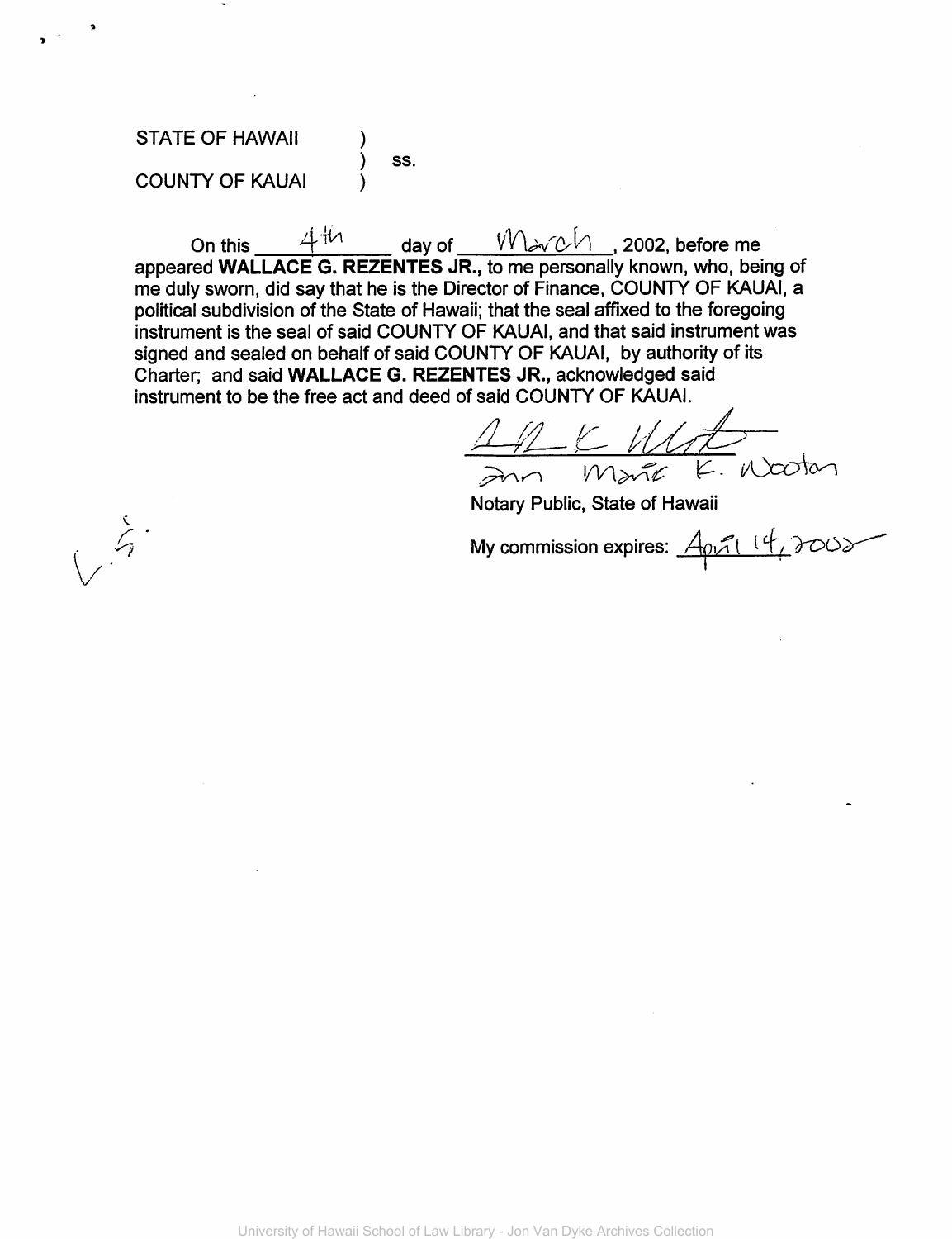STATE OF HAWAII )
) ss.
COUNTY OF KAUAI )

On this 4th day of March, 2002, before me appeared **WALLACE G. REZENTES JR.,** to me personally known, who, being of me duly sworn, did say that he is the Director of Finance, COUNTY OF KAUAI, a political subdivision of the State of Hawaii; that the seal affixed to the foregoing instrument is the seal of said COUNTY OF KAUAI, and that said instrument was signed and sealed on behalf of said COUNTY OF KAUAI, by authority of its Charter; and said **WALLACE G. REZENTES JR.,** acknowledged said instrument to be the free act and deed of said COUNTY OF KAUAI.

Ann Marie K. Wooton

Notary Public, State of Hawaii

My commission expires: April 14, 2002